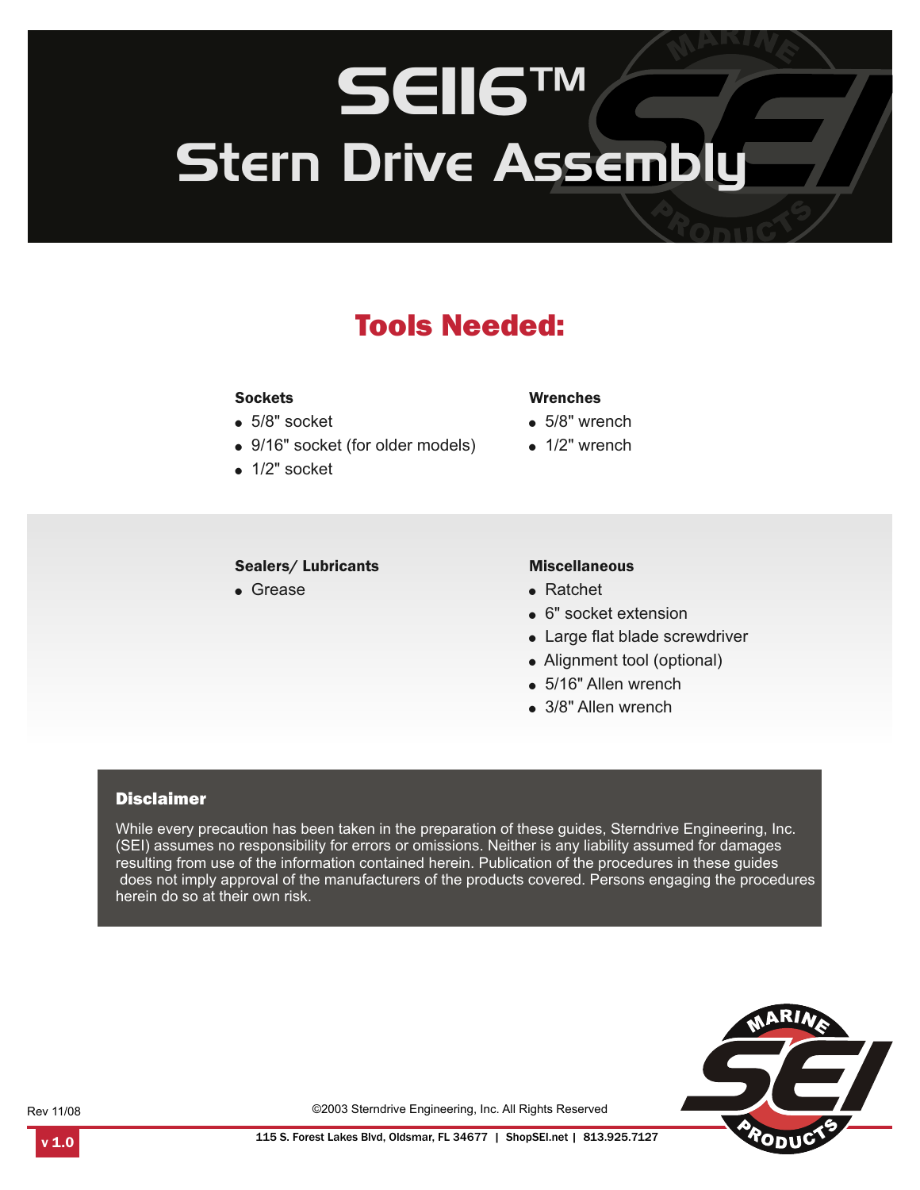# SE116™
# Stern Drive Assembly

## Tools Needed:

**Sockets**

- 5/8" socket
- 9/16" socket (for older models)
- 1/2" socket

**Wrenches**

- 5/8" wrench
- 1/2" wrench

**Sealers/ Lubricants**

- Grease

**Miscellaneous**

- Ratchet
- 6" socket extension
- Large flat blade screwdriver
- Alignment tool (optional)
- 5/16" Allen wrench
- 3/8" Allen wrench

### Disclaimer

While every precaution has been taken in the preparation of these guides, Sterndrive Engineering, Inc. (SEI) assumes no responsibility for errors or omissions. Neither is any liability assumed for damages resulting from use of the information contained herein. Publication of the procedures in these guides does not imply approval of the manufacturers of the products covered. Persons engaging the procedures herein do so at their own risk.

Rev 11/08

©2003 Sterndrive Engineering, Inc. All Rights Reserved

v 1.0

115 S. Forest Lakes Blvd, Oldsmar, FL 34677 | ShopSEI.net | 813.925.7127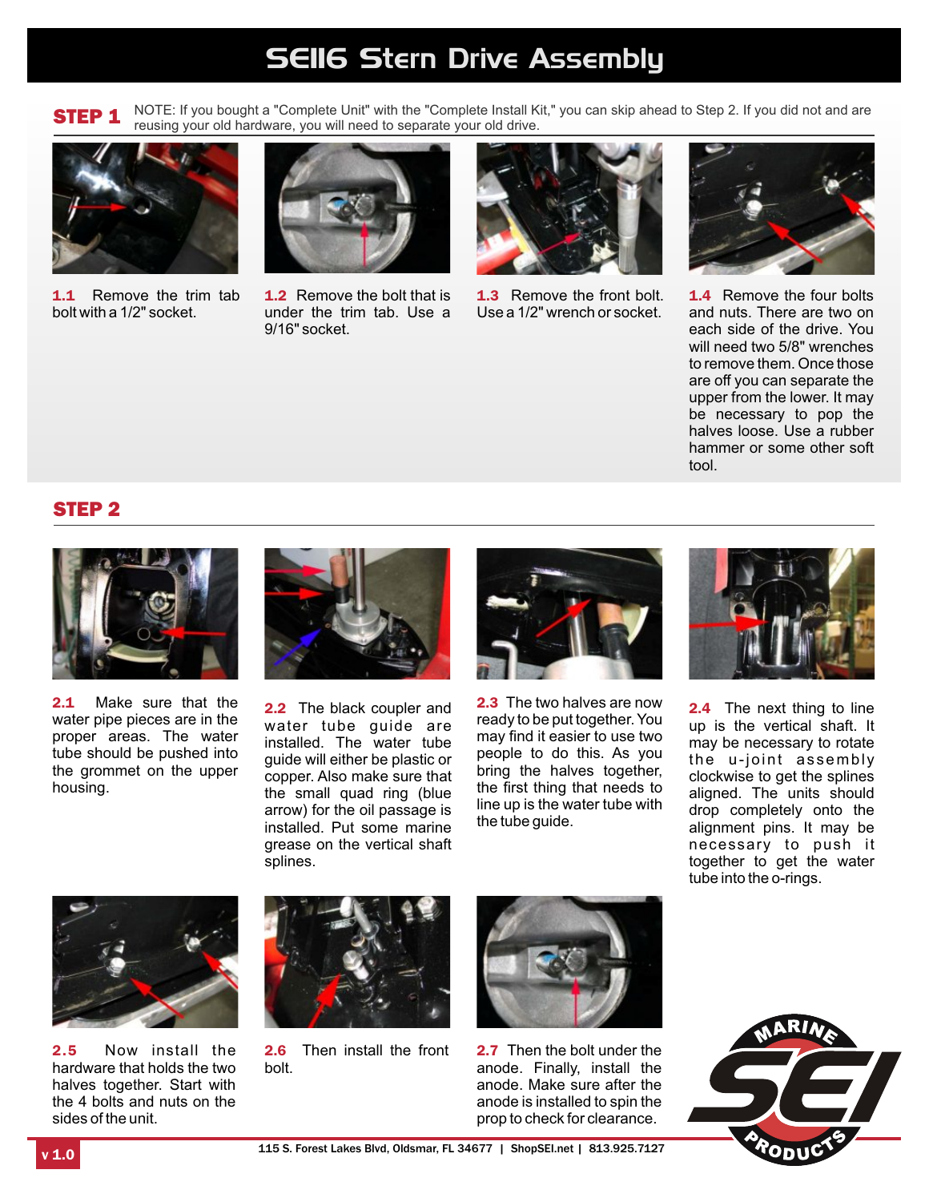# SEII6 Stern Drive Assembly

## STEP 1

NOTE: If you bought a "Complete Unit" with the "Complete Install Kit," you can skip ahead to Step 2. If you did not and are reusing your old hardware, you will need to separate your old drive.

**1.1** Remove the trim tab bolt with a 1/2" socket.

**1.2** Remove the bolt that is under the trim tab. Use a 9/16" socket.

**1.3** Remove the front bolt. Use a 1/2" wrench or socket.

**1.4** Remove the four bolts and nuts. There are two on each side of the drive. You will need two 5/8" wrenches to remove them. Once those are off you can separate the upper from the lower. It may be necessary to pop the halves loose. Use a rubber hammer or some other soft tool.

## STEP 2

**2.1** Make sure that the water pipe pieces are in the proper areas. The water tube should be pushed into the grommet on the upper housing.

**2.2** The black coupler and water tube guide are installed. The water tube guide will either be plastic or copper. Also make sure that the small quad ring (blue arrow) for the oil passage is installed. Put some marine grease on the vertical shaft splines.

**2.3** The two halves are now ready to be put together. You may find it easier to use two people to do this. As you bring the halves together, the first thing that needs to line up is the water tube with the tube guide.

**2.4** The next thing to line up is the vertical shaft. It may be necessary to rotate the u-joint assembly clockwise to get the splines aligned. The units should drop completely onto the alignment pins. It may be necessary to push it together to get the water tube into the o-rings.

**2.5** Now install the hardware that holds the two halves together. Start with the 4 bolts and nuts on the sides of the unit.

**2.6** Then install the front bolt.

**2.7** Then the bolt under the anode. Finally, install the anode. Make sure after the anode is installed to spin the prop to check for clearance.

v 1.0

115 S. Forest Lakes Blvd, Oldsmar, FL 34677 | ShopSEI.net | 813.925.7127